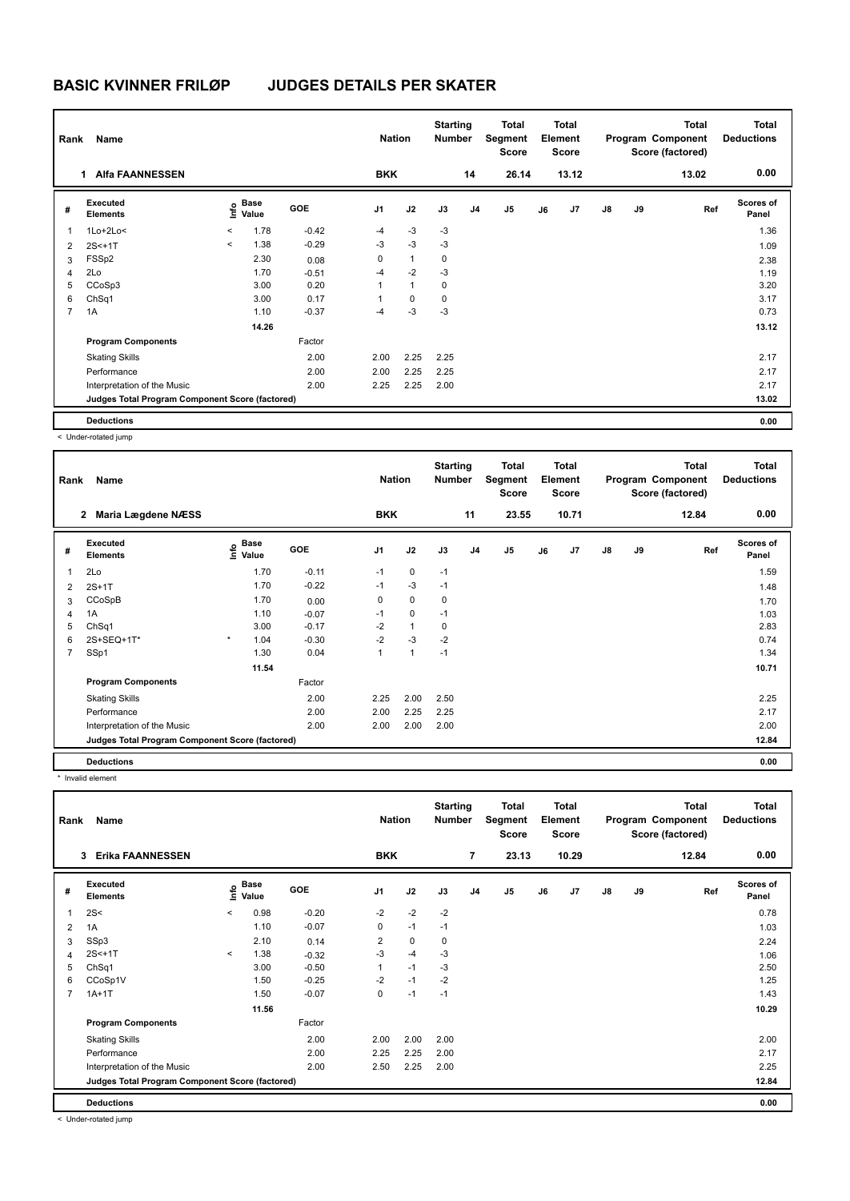# BASIC KVINNER FRILØP JUDGES DETAILS PER SKATER

| Rank | Name | Nation | Starting Number | Total Segment Score | Total Element Score | Total Program Component Score (factored) | Total Deductions |
|---|---|---|---|---|---|---|---|
| 1 | Alfa FAANNESSEN | BKK | 14 | 26.14 | 13.12 | 13.02 | 0.00 |

| # | Executed Elements | Info | Base Value | GOE | J1 | J2 | J3 | J4 | J5 | J6 | J7 | J8 | J9 | Ref | Scores of Panel |
|---|---|---|---|---|---|---|---|---|---|---|---|---|---|---|---|
| 1 | 1Lo+2Lo< | < | 1.78 | -0.42 | -4 | -3 | -3 | | | | | | | | 1.36 |
| 2 | 2S<+1T | < | 1.38 | -0.29 | -3 | -3 | -3 | | | | | | | | 1.09 |
| 3 | FSSp2 | | 2.30 | 0.08 | 0 | 1 | 0 | | | | | | | | 2.38 |
| 4 | 2Lo | | 1.70 | -0.51 | -4 | -2 | -3 | | | | | | | | 1.19 |
| 5 | CCoSp3 | | 3.00 | 0.20 | 1 | 1 | 0 | | | | | | | | 3.20 |
| 6 | ChSq1 | | 3.00 | 0.17 | 1 | 0 | 0 | | | | | | | | 3.17 |
| 7 | 1A | | 1.10 | -0.37 | -4 | -3 | -3 | | | | | | | | 0.73 |
| | | | 14.26 | | | | | | | | | | | | 13.12 |
| | **Program Components** | | | Factor | | | | | | | | | | | |
| | Skating Skills | | | 2.00 | 2.00 | 2.25 | 2.25 | | | | | | | | 2.17 |
| | Performance | | | 2.00 | 2.00 | 2.25 | 2.25 | | | | | | | | 2.17 |
| | Interpretation of the Music | | | 2.00 | 2.25 | 2.25 | 2.00 | | | | | | | | 2.17 |
| | **Judges Total Program Component Score (factored)** | | | | | | | | | | | | | | 13.02 |
| | **Deductions** | | | | | | | | | | | | | | 0.00 |

< Under-rotated jump

| Rank | Name | Nation | Starting Number | Total Segment Score | Total Element Score | Total Program Component Score (factored) | Total Deductions |
|---|---|---|---|---|---|---|---|
| 2 | Maria Lægdene NÆSS | BKK | 11 | 23.55 | 10.71 | 12.84 | 0.00 |

| # | Executed Elements | Info | Base Value | GOE | J1 | J2 | J3 | J4 | J5 | J6 | J7 | J8 | J9 | Ref | Scores of Panel |
|---|---|---|---|---|---|---|---|---|---|---|---|---|---|---|---|
| 1 | 2Lo | | 1.70 | -0.11 | -1 | 0 | -1 | | | | | | | | 1.59 |
| 2 | 2S+1T | | 1.70 | -0.22 | -1 | -3 | -1 | | | | | | | | 1.48 |
| 3 | CCoSpB | | 1.70 | 0.00 | 0 | 0 | 0 | | | | | | | | 1.70 |
| 4 | 1A | | 1.10 | -0.07 | -1 | 0 | -1 | | | | | | | | 1.03 |
| 5 | ChSq1 | | 3.00 | -0.17 | -2 | 1 | 0 | | | | | | | | 2.83 |
| 6 | 2S+SEQ+1T* | * | 1.04 | -0.30 | -2 | -3 | -2 | | | | | | | | 0.74 |
| 7 | SSp1 | | 1.30 | 0.04 | 1 | 1 | -1 | | | | | | | | 1.34 |
| | | | 11.54 | | | | | | | | | | | | 10.71 |
| | **Program Components** | | | Factor | | | | | | | | | | | |
| | Skating Skills | | | 2.00 | 2.25 | 2.00 | 2.50 | | | | | | | | 2.25 |
| | Performance | | | 2.00 | 2.00 | 2.25 | 2.25 | | | | | | | | 2.17 |
| | Interpretation of the Music | | | 2.00 | 2.00 | 2.00 | 2.00 | | | | | | | | 2.00 |
| | **Judges Total Program Component Score (factored)** | | | | | | | | | | | | | | 12.84 |
| | **Deductions** | | | | | | | | | | | | | | 0.00 |

* Invalid element

| Rank | Name | Nation | Starting Number | Total Segment Score | Total Element Score | Total Program Component Score (factored) | Total Deductions |
|---|---|---|---|---|---|---|---|
| 3 | Erika FAANNESSEN | BKK | 7 | 23.13 | 10.29 | 12.84 | 0.00 |

| # | Executed Elements | Info | Base Value | GOE | J1 | J2 | J3 | J4 | J5 | J6 | J7 | J8 | J9 | Ref | Scores of Panel |
|---|---|---|---|---|---|---|---|---|---|---|---|---|---|---|---|
| 1 | 2S< | < | 0.98 | -0.20 | -2 | -2 | -2 | | | | | | | | 0.78 |
| 2 | 1A | | 1.10 | -0.07 | 0 | -1 | -1 | | | | | | | | 1.03 |
| 3 | SSp3 | | 2.10 | 0.14 | 2 | 0 | 0 | | | | | | | | 2.24 |
| 4 | 2S<+1T | < | 1.38 | -0.32 | -3 | -4 | -3 | | | | | | | | 1.06 |
| 5 | ChSq1 | | 3.00 | -0.50 | 1 | -1 | -3 | | | | | | | | 2.50 |
| 6 | CCoSp1V | | 1.50 | -0.25 | -2 | -1 | -2 | | | | | | | | 1.25 |
| 7 | 1A+1T | | 1.50 | -0.07 | 0 | -1 | -1 | | | | | | | | 1.43 |
| | | | 11.56 | | | | | | | | | | | | 10.29 |
| | **Program Components** | | | Factor | | | | | | | | | | | |
| | Skating Skills | | | 2.00 | 2.00 | 2.00 | 2.00 | | | | | | | | 2.00 |
| | Performance | | | 2.00 | 2.25 | 2.25 | 2.00 | | | | | | | | 2.17 |
| | Interpretation of the Music | | | 2.00 | 2.50 | 2.25 | 2.00 | | | | | | | | 2.25 |
| | **Judges Total Program Component Score (factored)** | | | | | | | | | | | | | | 12.84 |
| | **Deductions** | | | | | | | | | | | | | | 0.00 |

< Under-rotated jump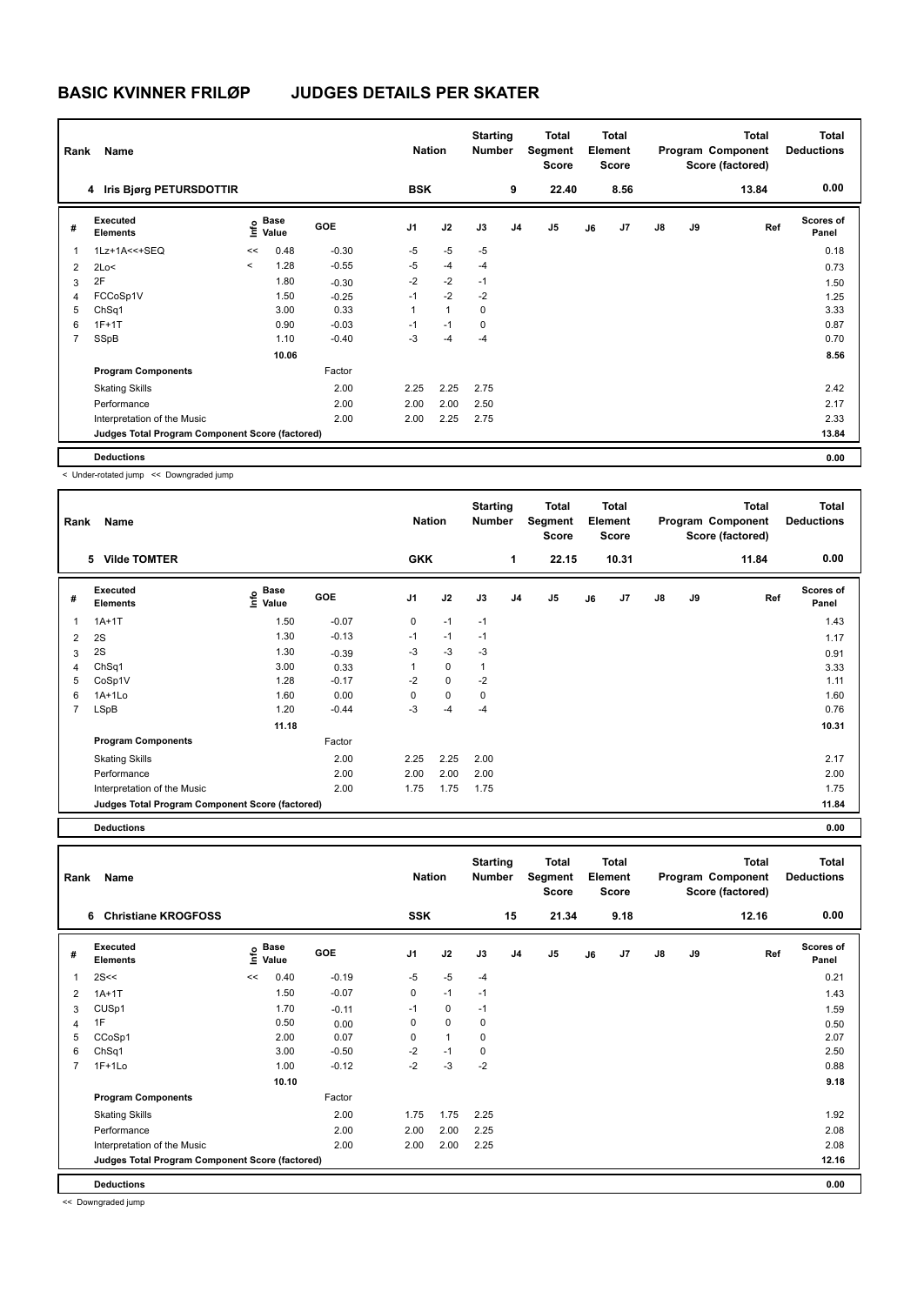# BASIC KVINNER FRILØP JUDGES DETAILS PER SKATER

| Rank | Name | Nation | Starting Number | Total Segment Score | Total Element Score | Total Program Component Score (factored) | Total Deductions |
|---|---|---|---|---|---|---|---|
| 4 | Iris Bjørg PETURSDOTTIR | BSK | 9 | 22.40 | 8.56 | 13.84 | 0.00 |

| # | Executed Elements | Info | Base Value | GOE | J1 | J2 | J3 | J4 | J5 | J6 | J7 | J8 | J9 | Ref | Scores of Panel |
|---|---|---|---|---|---|---|---|---|---|---|---|---|---|---|---|
| 1 | 1Lz+1A<<+SEQ | << | 0.48 | -0.30 | -5 | -5 | -5 | | | | | | | | 0.18 |
| 2 | 2Lo< | < | 1.28 | -0.55 | -5 | -4 | -4 | | | | | | | | 0.73 |
| 3 | 2F | | 1.80 | -0.30 | -2 | -2 | -1 | | | | | | | | 1.50 |
| 4 | FCCoSp1V | | 1.50 | -0.25 | -1 | -2 | -2 | | | | | | | | 1.25 |
| 5 | ChSq1 | | 3.00 | 0.33 | 1 | 1 | 0 | | | | | | | | 3.33 |
| 6 | 1F+1T | | 0.90 | -0.03 | -1 | -1 | 0 | | | | | | | | 0.87 |
| 7 | SSpB | | 1.10 | -0.40 | -3 | -4 | -4 | | | | | | | | 0.70 |
| | | | 10.06 | | | | | | | | | | | | 8.56 |
| | **Program Components** | | | Factor | | | | | | | | | | | |
| | Skating Skills | | | 2.00 | 2.25 | 2.25 | 2.75 | | | | | | | | 2.42 |
| | Performance | | | 2.00 | 2.00 | 2.00 | 2.50 | | | | | | | | 2.17 |
| | Interpretation of the Music | | | 2.00 | 2.00 | 2.25 | 2.75 | | | | | | | | 2.33 |
| | **Judges Total Program Component Score (factored)** | | | | | | | | | | | | | | 13.84 |
| | **Deductions** | | | | | | | | | | | | | | 0.00 |

< Under-rotated jump << Downgraded jump

| Rank | Name | Nation | Starting Number | Total Segment Score | Total Element Score | Total Program Component Score (factored) | Total Deductions |
|---|---|---|---|---|---|---|---|
| 5 | Vilde TOMTER | GKK | 1 | 22.15 | 10.31 | 11.84 | 0.00 |

| # | Executed Elements | Info | Base Value | GOE | J1 | J2 | J3 | J4 | J5 | J6 | J7 | J8 | J9 | Ref | Scores of Panel |
|---|---|---|---|---|---|---|---|---|---|---|---|---|---|---|---|
| 1 | 1A+1T | | 1.50 | -0.07 | 0 | -1 | -1 | | | | | | | | 1.43 |
| 2 | 2S | | 1.30 | -0.13 | -1 | -1 | -1 | | | | | | | | 1.17 |
| 3 | 2S | | 1.30 | -0.39 | -3 | -3 | -3 | | | | | | | | 0.91 |
| 4 | ChSq1 | | 3.00 | 0.33 | 1 | 0 | 1 | | | | | | | | 3.33 |
| 5 | CoSp1V | | 1.28 | -0.17 | -2 | 0 | -2 | | | | | | | | 1.11 |
| 6 | 1A+1Lo | | 1.60 | 0.00 | 0 | 0 | 0 | | | | | | | | 1.60 |
| 7 | LSpB | | 1.20 | -0.44 | -3 | -4 | -4 | | | | | | | | 0.76 |
| | | | 11.18 | | | | | | | | | | | | 10.31 |
| | **Program Components** | | | Factor | | | | | | | | | | | |
| | Skating Skills | | | 2.00 | 2.25 | 2.25 | 2.00 | | | | | | | | 2.17 |
| | Performance | | | 2.00 | 2.00 | 2.00 | 2.00 | | | | | | | | 2.00 |
| | Interpretation of the Music | | | 2.00 | 1.75 | 1.75 | 1.75 | | | | | | | | 1.75 |
| | **Judges Total Program Component Score (factored)** | | | | | | | | | | | | | | 11.84 |
| | **Deductions** | | | | | | | | | | | | | | 0.00 |

| Rank | Name | Nation | Starting Number | Total Segment Score | Total Element Score | Total Program Component Score (factored) | Total Deductions |
|---|---|---|---|---|---|---|---|
| 6 | Christiane KROGFOSS | SSK | 15 | 21.34 | 9.18 | 12.16 | 0.00 |

| # | Executed Elements | Info | Base Value | GOE | J1 | J2 | J3 | J4 | J5 | J6 | J7 | J8 | J9 | Ref | Scores of Panel |
|---|---|---|---|---|---|---|---|---|---|---|---|---|---|---|---|
| 1 | 2S<< | << | 0.40 | -0.19 | -5 | -5 | -4 | | | | | | | | 0.21 |
| 2 | 1A+1T | | 1.50 | -0.07 | 0 | -1 | -1 | | | | | | | | 1.43 |
| 3 | CUSp1 | | 1.70 | -0.11 | -1 | 0 | -1 | | | | | | | | 1.59 |
| 4 | 1F | | 0.50 | 0.00 | 0 | 0 | 0 | | | | | | | | 0.50 |
| 5 | CCoSp1 | | 2.00 | 0.07 | 0 | 1 | 0 | | | | | | | | 2.07 |
| 6 | ChSq1 | | 3.00 | -0.50 | -2 | -1 | 0 | | | | | | | | 2.50 |
| 7 | 1F+1Lo | | 1.00 | -0.12 | -2 | -3 | -2 | | | | | | | | 0.88 |
| | | | 10.10 | | | | | | | | | | | | 9.18 |
| | **Program Components** | | | Factor | | | | | | | | | | | |
| | Skating Skills | | | 2.00 | 1.75 | 1.75 | 2.25 | | | | | | | | 1.92 |
| | Performance | | | 2.00 | 2.00 | 2.00 | 2.25 | | | | | | | | 2.08 |
| | Interpretation of the Music | | | 2.00 | 2.00 | 2.00 | 2.25 | | | | | | | | 2.08 |
| | **Judges Total Program Component Score (factored)** | | | | | | | | | | | | | | 12.16 |
| | **Deductions** | | | | | | | | | | | | | | 0.00 |

<< Downgraded jump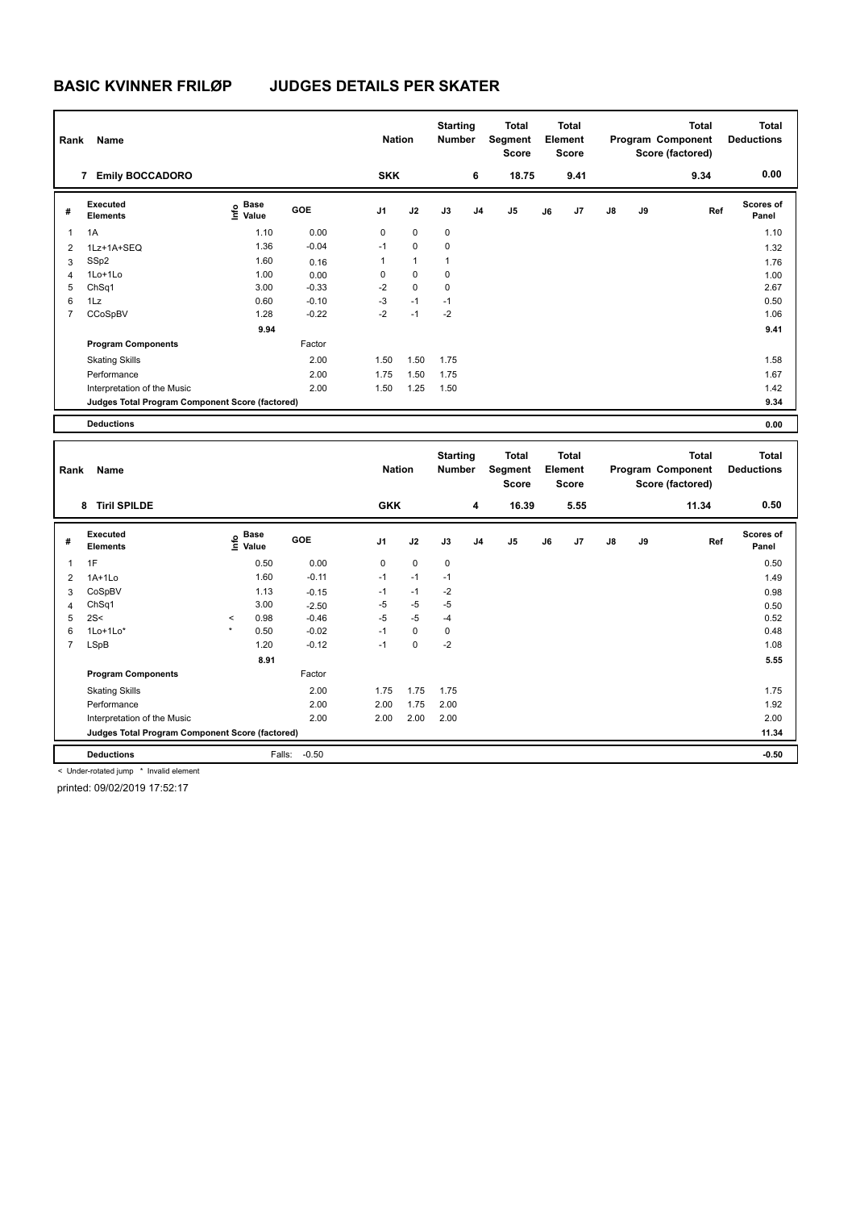# BASIC KVINNER FRILØP JUDGES DETAILS PER SKATER

| Rank | Name | Nation | Starting Number | Total Segment Score | Total Element Score | Total Program Component Score (factored) | Total Deductions |
|---|---|---|---|---|---|---|---|
| 7 | Emily BOCCADORO | SKK | 6 | 18.75 | 9.41 | 9.34 | 0.00 |

| # | Executed Elements | Info | Base Value | GOE | J1 | J2 | J3 | J4 | J5 | J6 | J7 | J8 | J9 | Ref | Scores of Panel |
|---|---|---|---|---|---|---|---|---|---|---|---|---|---|---|---|
| 1 | 1A | | 1.10 | 0.00 | 0 | 0 | 0 | | | | | | | | 1.10 |
| 2 | 1Lz+1A+SEQ | | 1.36 | -0.04 | -1 | 0 | 0 | | | | | | | | 1.32 |
| 3 | SSp2 | | 1.60 | 0.16 | 1 | 1 | 1 | | | | | | | | 1.76 |
| 4 | 1Lo+1Lo | | 1.00 | 0.00 | 0 | 0 | 0 | | | | | | | | 1.00 |
| 5 | ChSq1 | | 3.00 | -0.33 | -2 | 0 | 0 | | | | | | | | 2.67 |
| 6 | 1Lz | | 0.60 | -0.10 | -3 | -1 | -1 | | | | | | | | 0.50 |
| 7 | CCoSpBV | | 1.28 | -0.22 | -2 | -1 | -2 | | | | | | | | 1.06 |
| | | | 9.94 | | | | | | | | | | | | 9.41 |
| | Program Components | | | Factor | | | | | | | | | | | |
| | Skating Skills | | | 2.00 | 1.50 | 1.50 | 1.75 | | | | | | | | 1.58 |
| | Performance | | | 2.00 | 1.75 | 1.50 | 1.75 | | | | | | | | 1.67 |
| | Interpretation of the Music | | | 2.00 | 1.50 | 1.25 | 1.50 | | | | | | | | 1.42 |
| | Judges Total Program Component Score (factored) | | | | | | | | | | | | | | 9.34 |
| | Deductions | | | | | | | | | | | | | | 0.00 |

| Rank | Name | Nation | Starting Number | Total Segment Score | Total Element Score | Total Program Component Score (factored) | Total Deductions |
|---|---|---|---|---|---|---|---|
| 8 | Tiril SPILDE | GKK | 4 | 16.39 | 5.55 | 11.34 | 0.50 |

| # | Executed Elements | Info | Base Value | GOE | J1 | J2 | J3 | J4 | J5 | J6 | J7 | J8 | J9 | Ref | Scores of Panel |
|---|---|---|---|---|---|---|---|---|---|---|---|---|---|---|---|
| 1 | 1F | | 0.50 | 0.00 | 0 | 0 | 0 | | | | | | | | 0.50 |
| 2 | 1A+1Lo | | 1.60 | -0.11 | -1 | -1 | -1 | | | | | | | | 1.49 |
| 3 | CoSpBV | | 1.13 | -0.15 | -1 | -1 | -2 | | | | | | | | 0.98 |
| 4 | ChSq1 | | 3.00 | -2.50 | -5 | -5 | -5 | | | | | | | | 0.50 |
| 5 | 2S< | < | 0.98 | -0.46 | -5 | -5 | -4 | | | | | | | | 0.52 |
| 6 | 1Lo+1Lo* | * | 0.50 | -0.02 | -1 | 0 | 0 | | | | | | | | 0.48 |
| 7 | LSpB | | 1.20 | -0.12 | -1 | 0 | -2 | | | | | | | | 1.08 |
| | | | 8.91 | | | | | | | | | | | | 5.55 |
| | Program Components | | | Factor | | | | | | | | | | | |
| | Skating Skills | | | 2.00 | 1.75 | 1.75 | 1.75 | | | | | | | | 1.75 |
| | Performance | | | 2.00 | 2.00 | 1.75 | 2.00 | | | | | | | | 1.92 |
| | Interpretation of the Music | | | 2.00 | 2.00 | 2.00 | 2.00 | | | | | | | | 2.00 |
| | Judges Total Program Component Score (factored) | | | | | | | | | | | | | | 11.34 |
| | Deductions | | Falls: | -0.50 | | | | | | | | | | | -0.50 |

< Under-rotated jump * Invalid element

printed: 09/02/2019 17:52:17